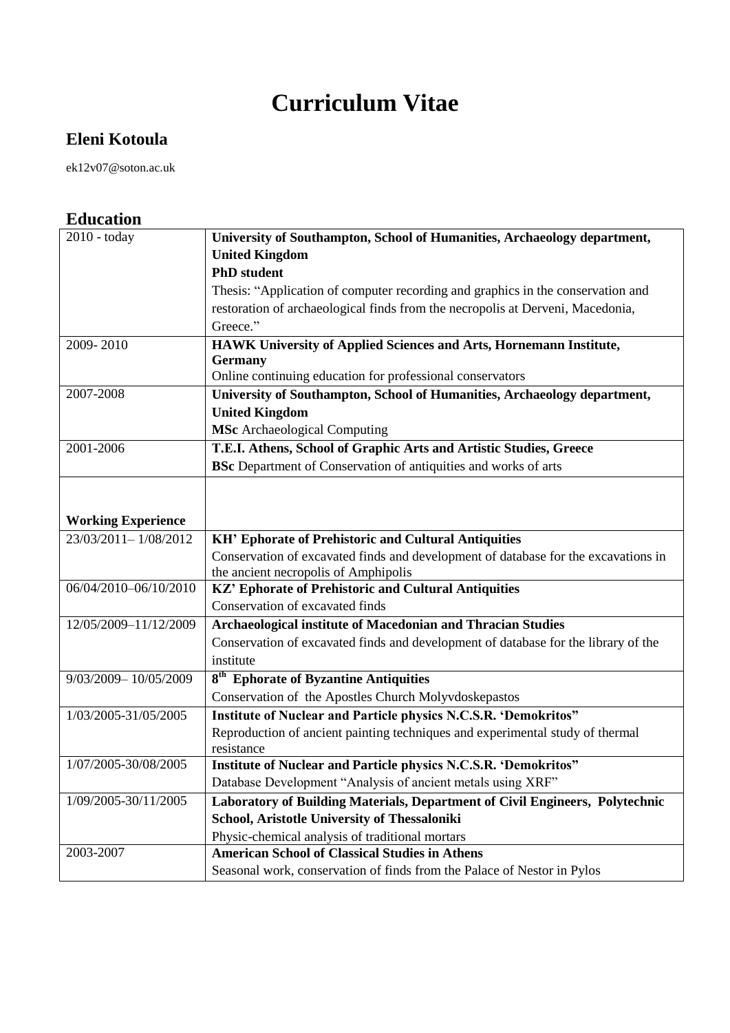# Curriculum Vitae

## Eleni Kotoula

ek12v07@soton.ac.uk

## Education

| | |
|---|---|
| 2010 - today | **University of Southampton, School of Humanities, Archaeology department, United Kingdom**<br>**PhD student**<br>Thesis: "Application of computer recording and graphics in the conservation and restoration of archaeological finds from the necropolis at Derveni, Macedonia, Greece." |
| 2009- 2010 | **HAWK University of Applied Sciences and Arts, Hornemann Institute, Germany**<br>Online continuing education for professional conservators |
| 2007-2008 | **University of Southampton, School of Humanities, Archaeology department, United Kingdom**<br>**MSc** Archaeological Computing |
| 2001-2006 | **T.E.I. Athens, School of Graphic Arts and Artistic Studies, Greece**<br>**BSc** Department of Conservation of antiquities and works of arts |
| **Working Experience** | |
| 23/03/2011– 1/08/2012 | **KH' Ephorate of Prehistoric and Cultural Antiquities**<br>Conservation of excavated finds and development of database for the excavations in the ancient necropolis of Amphipolis |
| 06/04/2010–06/10/2010 | **KZ' Ephorate of Prehistoric and Cultural Antiquities**<br>Conservation of excavated finds |
| 12/05/2009–11/12/2009 | **Archaeological institute of Macedonian and Thracian Studies**<br>Conservation of excavated finds and development of database for the library of the institute |
| 9/03/2009– 10/05/2009 | **8th Ephorate of Byzantine Antiquities**<br>Conservation of the Apostles Church Molyvdoskepastos |
| 1/03/2005-31/05/2005 | **Institute of Nuclear and Particle physics N.C.S.R. 'Demokritos"**<br>Reproduction of ancient painting techniques and experimental study of thermal resistance |
| 1/07/2005-30/08/2005 | **Institute of Nuclear and Particle physics N.C.S.R. 'Demokritos"**<br>Database Development "Analysis of ancient metals using XRF" |
| 1/09/2005-30/11/2005 | **Laboratory of Building Materials, Department of Civil Engineers, Polytechnic School, Aristotle University of Thessaloniki**<br>Physic-chemical analysis of traditional mortars |
| 2003-2007 | **American School of Classical Studies in Athens**<br>Seasonal work, conservation of finds from the Palace of Nestor in Pylos |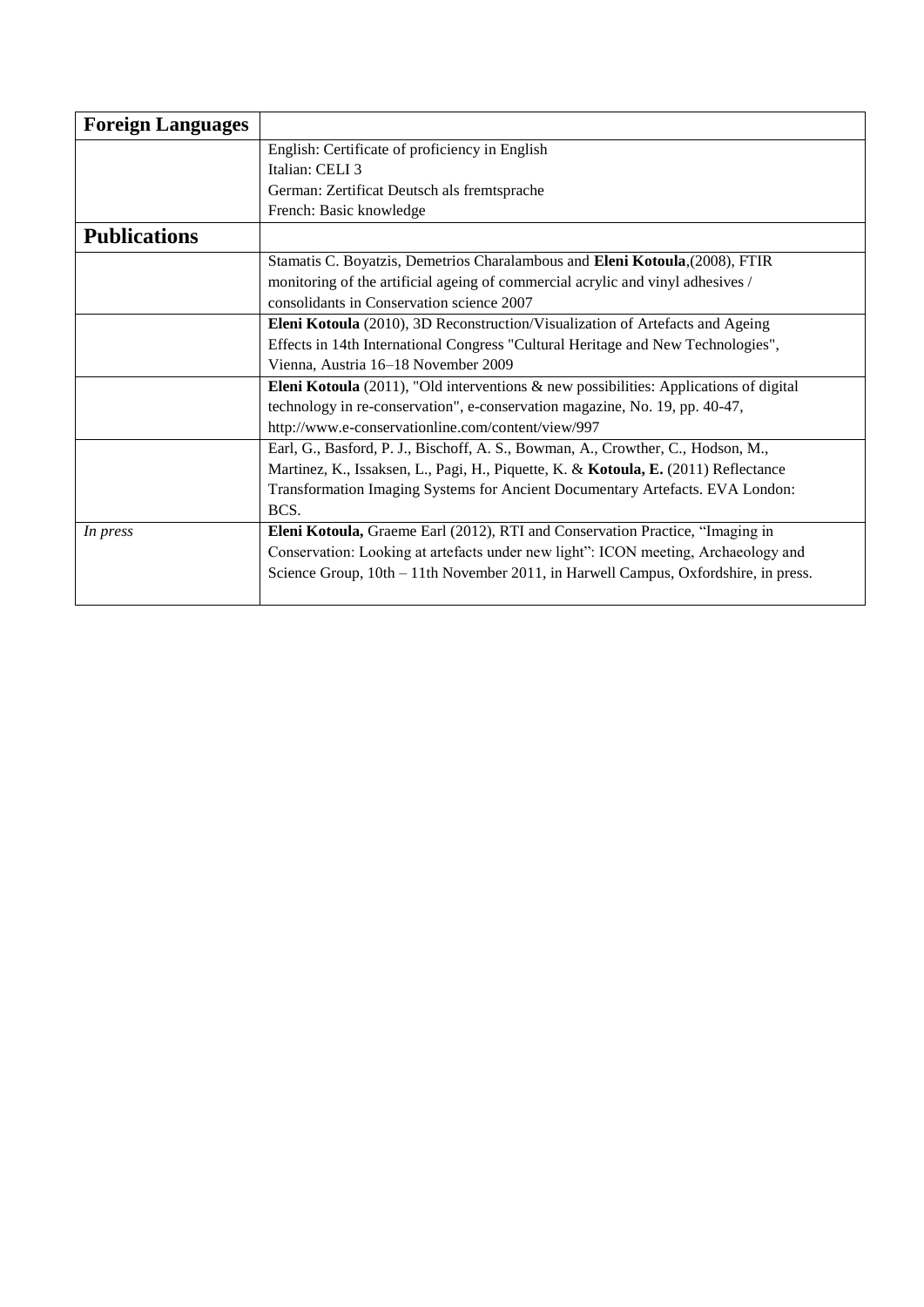| **Foreign Languages** | |
|---|---|
| | English: Certificate of proficiency in English<br>Italian: CELI 3<br>German: Zertificat Deutsch als fremtsprache<br>French: Basic knowledge |
| **Publications** | |
| | Stamatis C. Boyatzis, Demetrios Charalambous and **Eleni Kotoula**,(2008), FTIR monitoring of the artificial ageing of commercial acrylic and vinyl adhesives / consolidants in Conservation science 2007 |
| | **Eleni Kotoula** (2010), 3D Reconstruction/Visualization of Artefacts and Ageing Effects in 14th International Congress "Cultural Heritage and New Technologies", Vienna, Austria 16–18 November 2009 |
| | **Eleni Kotoula** (2011), "Old interventions & new possibilities: Applications of digital technology in re-conservation", e-conservation magazine, No. 19, pp. 40-47, http://www.e-conservationline.com/content/view/997 |
| | Earl, G., Basford, P. J., Bischoff, A. S., Bowman, A., Crowther, C., Hodson, M., Martinez, K., Issaksen, L., Pagi, H., Piquette, K. & **Kotoula, E.** (2011) Reflectance Transformation Imaging Systems for Ancient Documentary Artefacts. EVA London: BCS. |
| *In press* | **Eleni Kotoula,** Graeme Earl (2012), RTI and Conservation Practice, "Imaging in Conservation: Looking at artefacts under new light": ICON meeting, Archaeology and Science Group, 10th – 11th November 2011, in Harwell Campus, Oxfordshire, in press. |